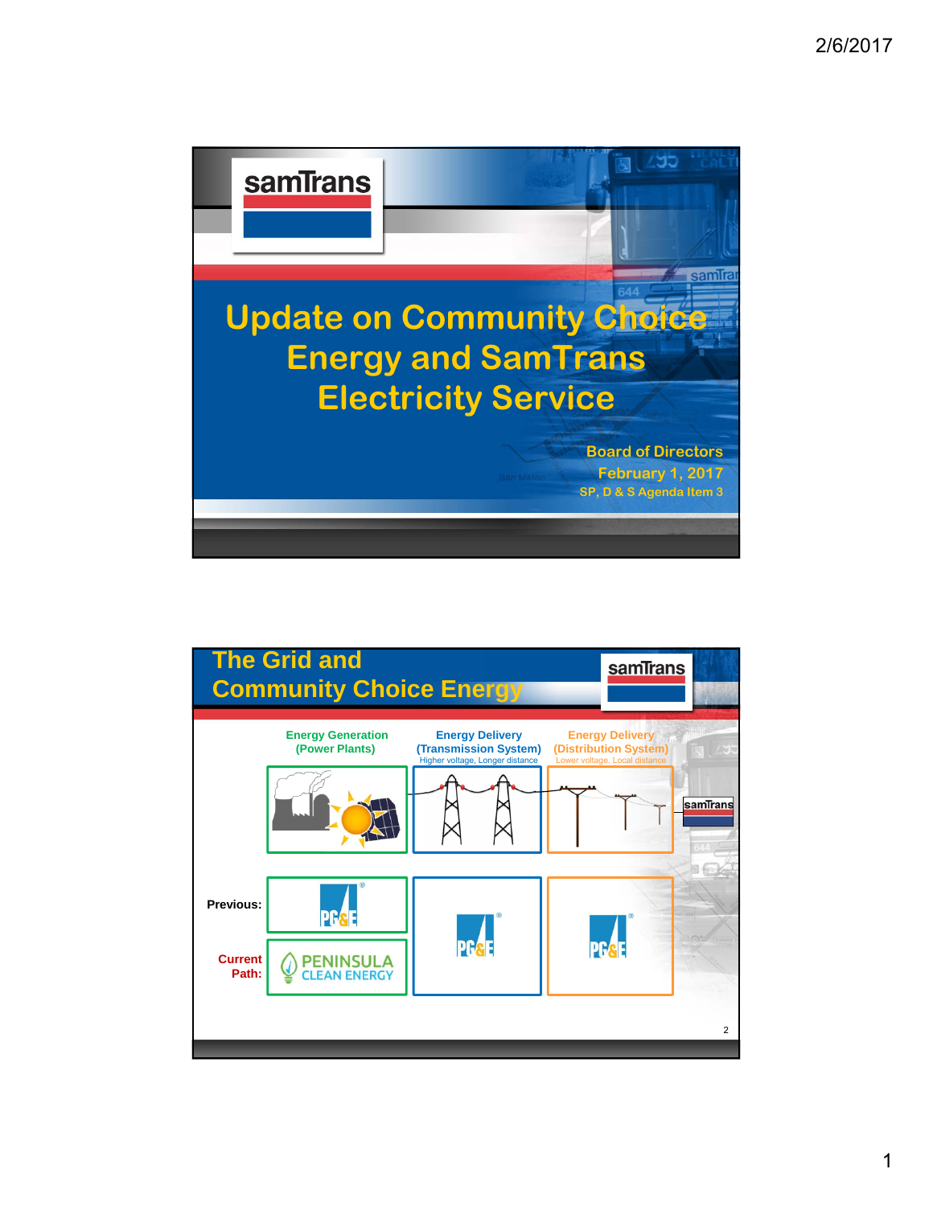# Update on Community Choice Energy and SamTrans Electricity Service

Board of Directors
February 1, 2017
SP, D & S Agenda Item 3

## The Grid and Community Choice Energy

| | Energy Generation (Power Plants) | Energy Delivery (Transmission System) Higher voltage, Longer distance | Energy Delivery (Distribution System) Lower voltage, Local distance |
|---|---|---|---|
| Previous: | PG&E | PG&E | PG&E |
| Current Path: | PENINSULA CLEAN ENERGY | | |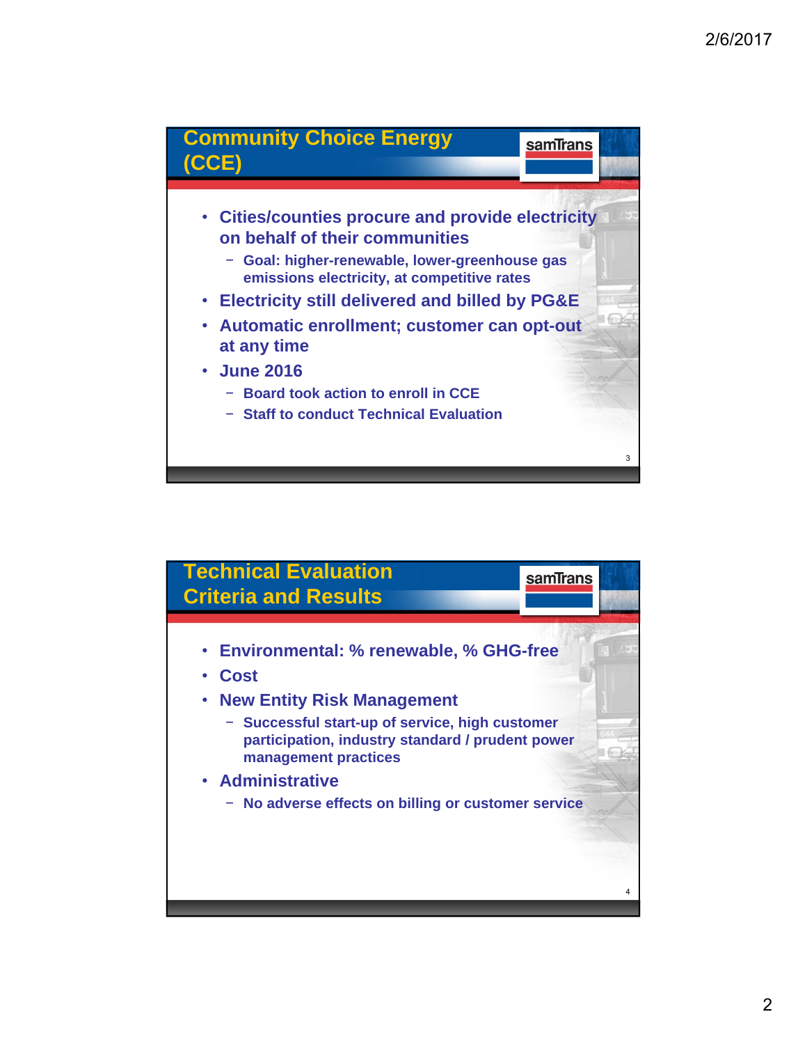## Community Choice Energy (CCE)

- Cities/counties procure and provide electricity on behalf of their communities
  - Goal: higher-renewable, lower-greenhouse gas emissions electricity, at competitive rates
- Electricity still delivered and billed by PG&E
- Automatic enrollment; customer can opt-out at any time
- June 2016
  - Board took action to enroll in CCE
  - Staff to conduct Technical Evaluation

## Technical Evaluation Criteria and Results

- Environmental: % renewable, % GHG-free
- Cost
- New Entity Risk Management
  - Successful start-up of service, high customer participation, industry standard / prudent power management practices
- Administrative
  - No adverse effects on billing or customer service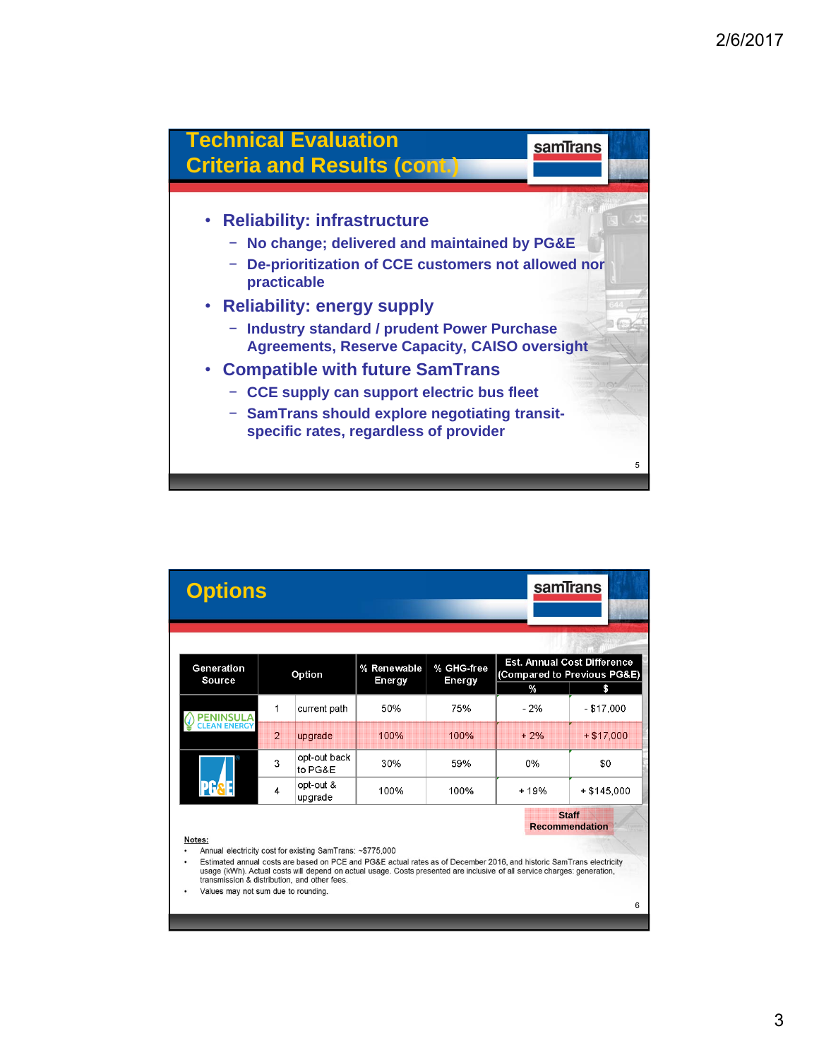## Technical Evaluation Criteria and Results (cont.)

- **Reliability: infrastructure**
  - No change; delivered and maintained by PG&E
  - De-prioritization of CCE customers not allowed nor practicable
- **Reliability: energy supply**
  - Industry standard / prudent Power Purchase Agreements, Reserve Capacity, CAISO oversight
- **Compatible with future SamTrans**
  - CCE supply can support electric bus fleet
  - SamTrans should explore negotiating transit-specific rates, regardless of provider

## Options

| Generation Source | Option | | % Renewable Energy | % GHG-free Energy | Est. Annual Cost Difference (Compared to Previous PG&E) | |
|---|---|---|---|---|---|---|
| | | | | | % | $ |
| PENINSULA CLEAN ENERGY | 1 | current path | 50% | 75% | - 2% | - $17,000 |
| | 2 | upgrade | 100% | 100% | + 2% | + $17,000 |
| PG&E | 3 | opt-out back to PG&E | 30% | 59% | 0% | $0 |
| | 4 | opt-out & upgrade | 100% | 100% | + 19% | + $145,000 |

Staff Recommendation (Option 2)

**Notes:**

- Annual electricity cost for existing SamTrans: ~$775,000
- Estimated annual costs are based on PCE and PG&E actual rates as of December 2016, and historic SamTrans electricity usage (kWh). Actual costs will depend on actual usage. Costs presented are inclusive of all service charges: generation, transmission & distribution, and other fees.
- Values may not sum due to rounding.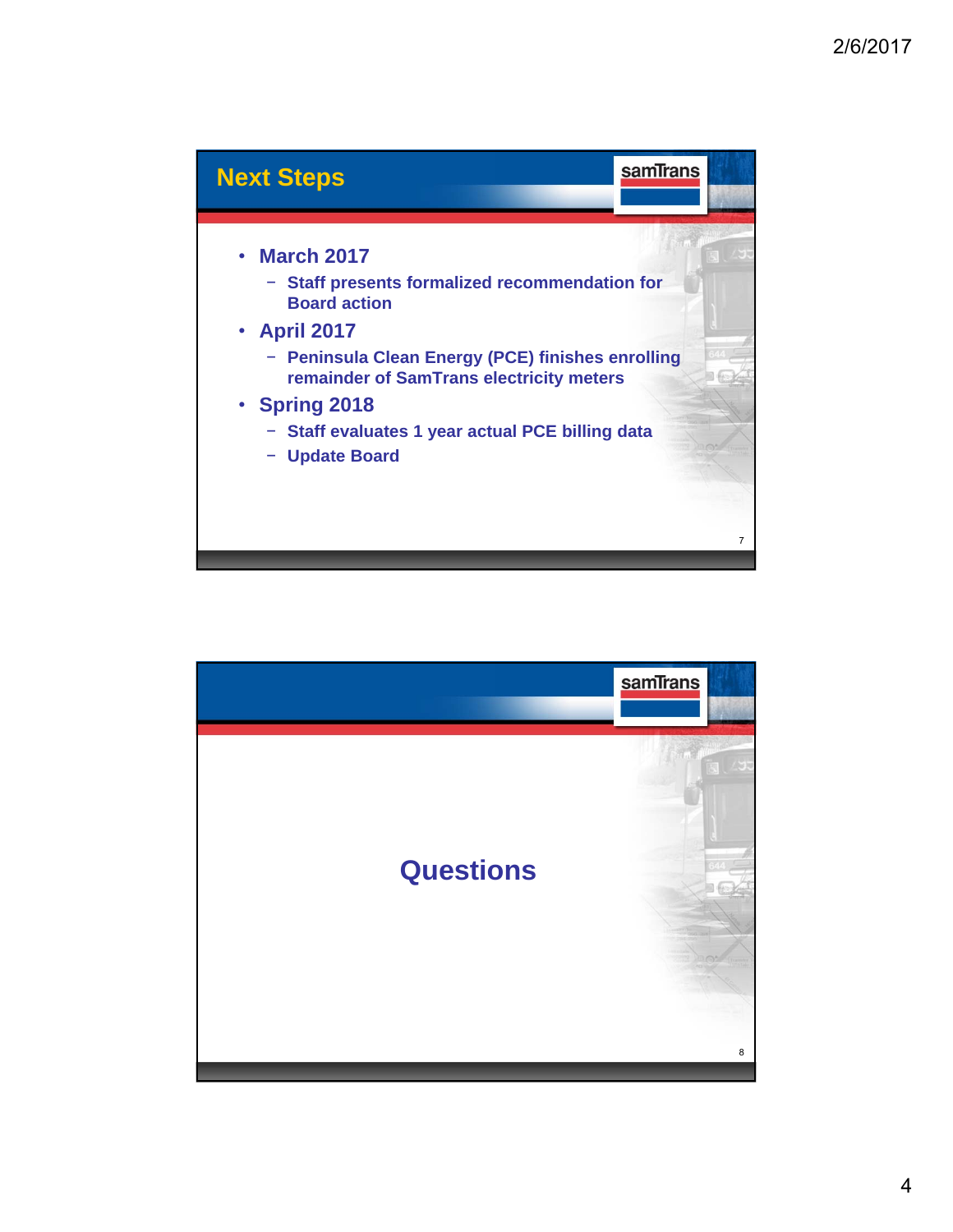## Next Steps

- March 2017
  - Staff presents formalized recommendation for Board action
- April 2017
  - Peninsula Clean Energy (PCE) finishes enrolling remainder of SamTrans electricity meters
- Spring 2018
  - Staff evaluates 1 year actual PCE billing data
  - Update Board

## Questions